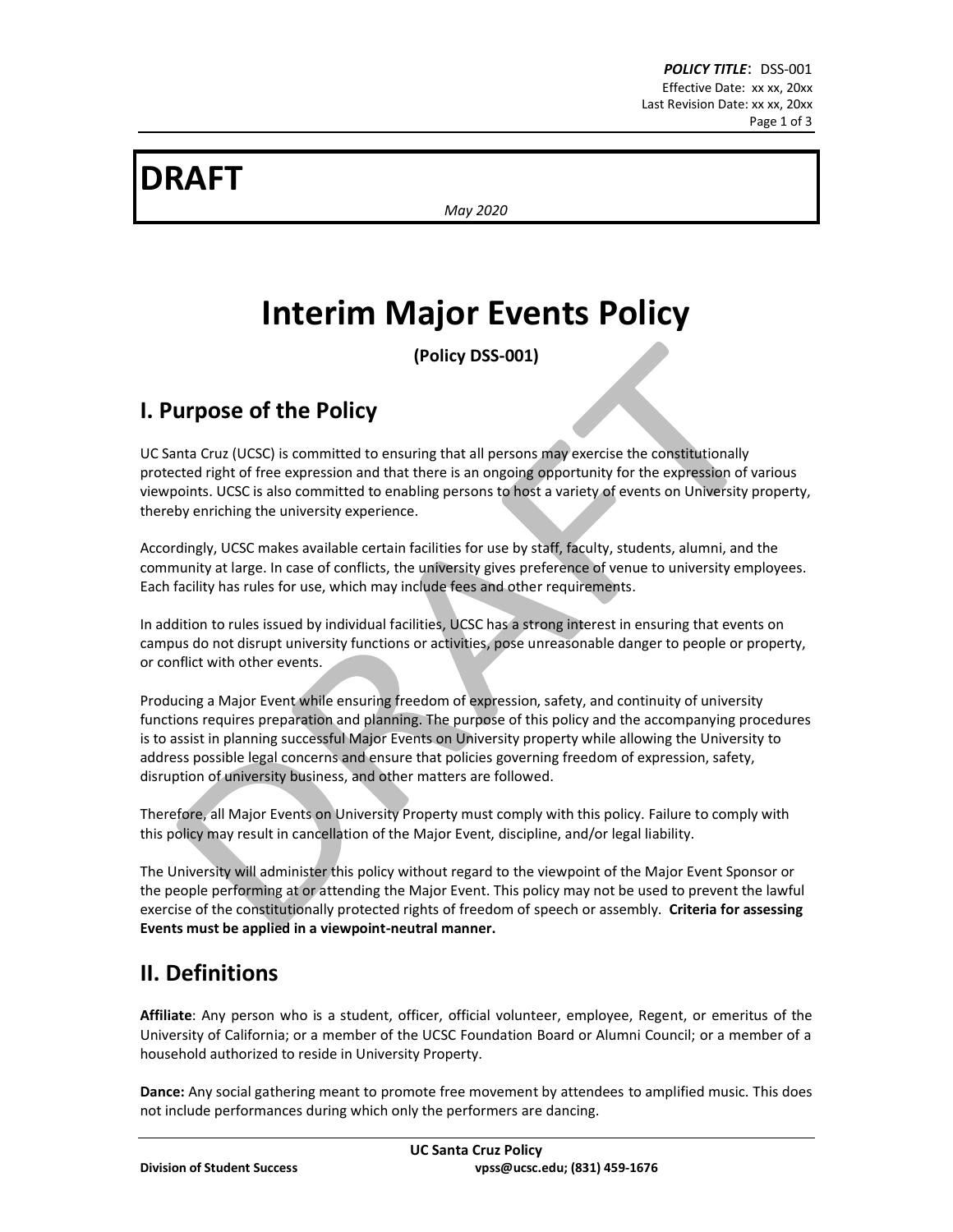**DRAFT**

*May 2020*

# Interim Major Events Policy

**(Policy DSS-001)**

## I. Purpose of the Policy

UC Santa Cruz (UCSC) is committed to ensuring that all persons may exercise the constitutionally protected right of free expression and that there is an ongoing opportunity for the expression of various viewpoints. UCSC is also committed to enabling persons to host a variety of events on University property, thereby enriching the university experience.

Accordingly, UCSC makes available certain facilities for use by staff, faculty, students, alumni, and the community at large. In case of conflicts, the university gives preference of venue to university employees. Each facility has rules for use, which may include fees and other requirements.

In addition to rules issued by individual facilities, UCSC has a strong interest in ensuring that events on campus do not disrupt university functions or activities, pose unreasonable danger to people or property, or conflict with other events.

Producing a Major Event while ensuring freedom of expression, safety, and continuity of university functions requires preparation and planning. The purpose of this policy and the accompanying procedures is to assist in planning successful Major Events on University property while allowing the University to address possible legal concerns and ensure that policies governing freedom of expression, safety, disruption of university business, and other matters are followed.

Therefore, all Major Events on University Property must comply with this policy. Failure to comply with this policy may result in cancellation of the Major Event, discipline, and/or legal liability.

The University will administer this policy without regard to the viewpoint of the Major Event Sponsor or the people performing at or attending the Major Event. This policy may not be used to prevent the lawful exercise of the constitutionally protected rights of freedom of speech or assembly. **Criteria for assessing Events must be applied in a viewpoint-neutral manner.**

## II. Definitions

**Affiliate**: Any person who is a student, officer, official volunteer, employee, Regent, or emeritus of the University of California; or a member of the UCSC Foundation Board or Alumni Council; or a member of a household authorized to reside in University Property.

**Dance:** Any social gathering meant to promote free movement by attendees to amplified music. This does not include performances during which only the performers are dancing.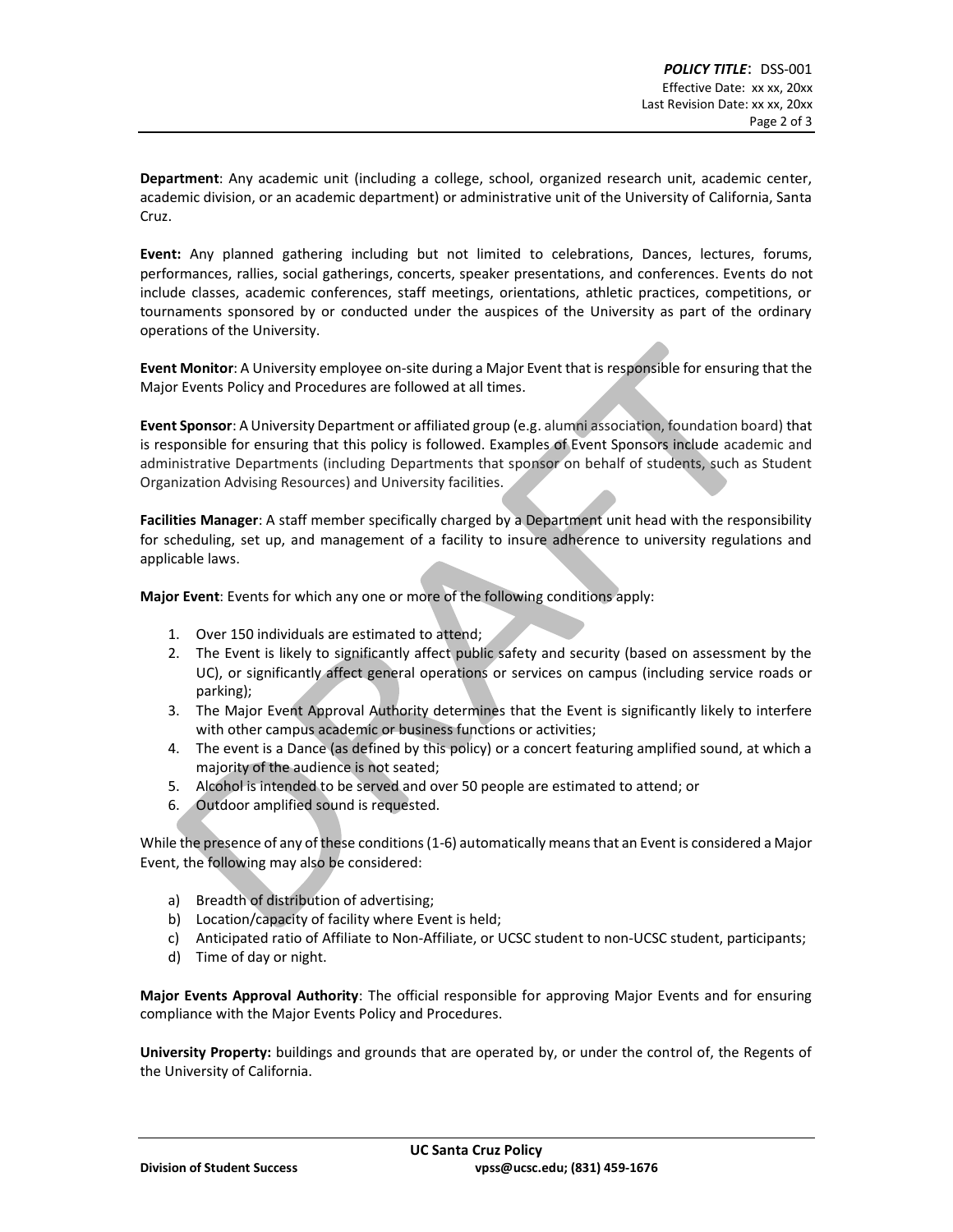**Department**: Any academic unit (including a college, school, organized research unit, academic center, academic division, or an academic department) or administrative unit of the University of California, Santa Cruz.

**Event:** Any planned gathering including but not limited to celebrations, Dances, lectures, forums, performances, rallies, social gatherings, concerts, speaker presentations, and conferences. Events do not include classes, academic conferences, staff meetings, orientations, athletic practices, competitions, or tournaments sponsored by or conducted under the auspices of the University as part of the ordinary operations of the University.

**Event Monitor**: A University employee on-site during a Major Event that is responsible for ensuring that the Major Events Policy and Procedures are followed at all times.

**Event Sponsor**: A University Department or affiliated group (e.g. alumni association, foundation board) that is responsible for ensuring that this policy is followed. Examples of Event Sponsors include academic and administrative Departments (including Departments that sponsor on behalf of students, such as Student Organization Advising Resources) and University facilities.

**Facilities Manager**: A staff member specifically charged by a Department unit head with the responsibility for scheduling, set up, and management of a facility to insure adherence to university regulations and applicable laws.

**Major Event**: Events for which any one or more of the following conditions apply:

1. Over 150 individuals are estimated to attend;
2. The Event is likely to significantly affect public safety and security (based on assessment by the UC), or significantly affect general operations or services on campus (including service roads or parking);
3. The Major Event Approval Authority determines that the Event is significantly likely to interfere with other campus academic or business functions or activities;
4. The event is a Dance (as defined by this policy) or a concert featuring amplified sound, at which a majority of the audience is not seated;
5. Alcohol is intended to be served and over 50 people are estimated to attend; or
6. Outdoor amplified sound is requested.

While the presence of any of these conditions (1-6) automatically means that an Event is considered a Major Event, the following may also be considered:

a) Breadth of distribution of advertising;
b) Location/capacity of facility where Event is held;
c) Anticipated ratio of Affiliate to Non-Affiliate, or UCSC student to non-UCSC student, participants;
d) Time of day or night.

**Major Events Approval Authority**: The official responsible for approving Major Events and for ensuring compliance with the Major Events Policy and Procedures.

**University Property:** buildings and grounds that are operated by, or under the control of, the Regents of the University of California.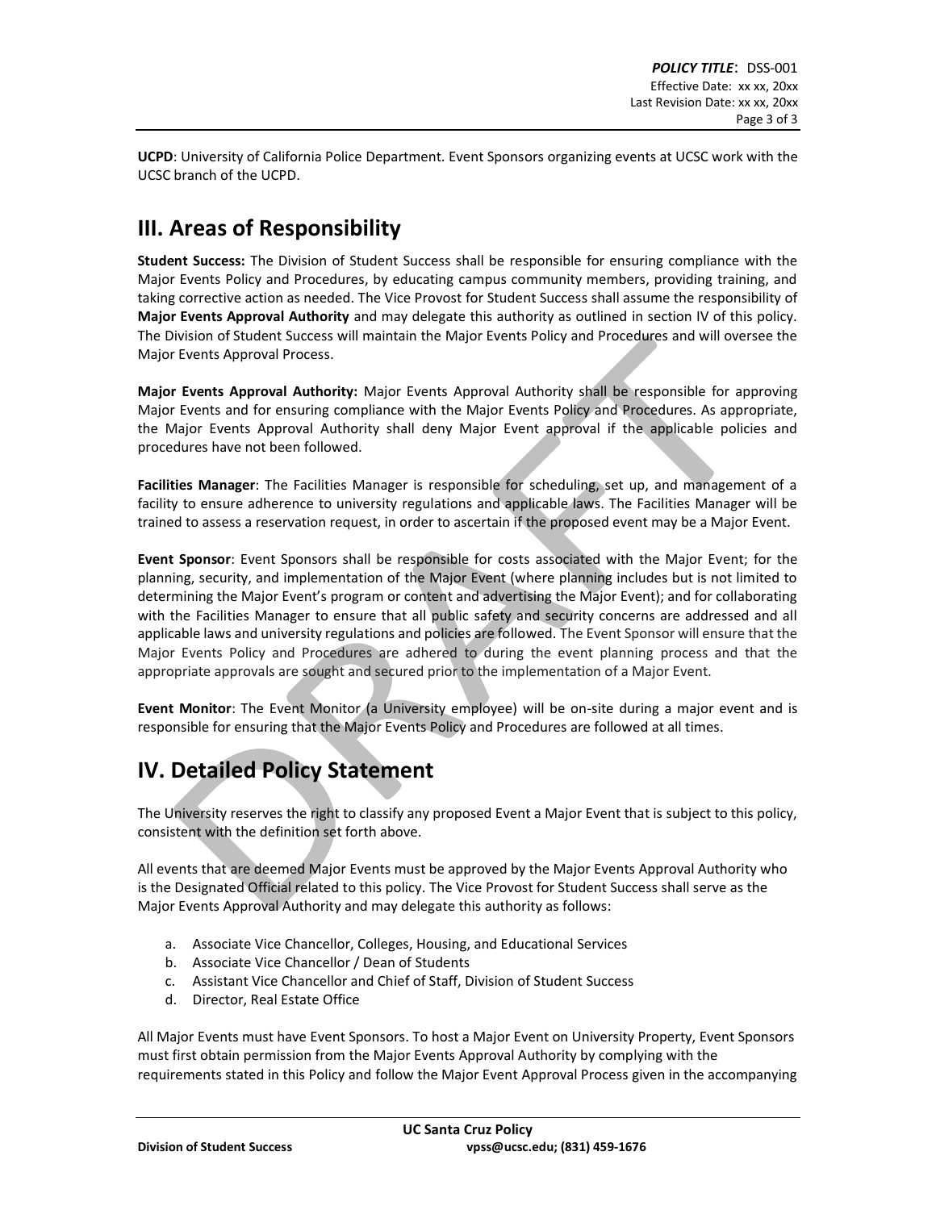**UCPD**: University of California Police Department. Event Sponsors organizing events at UCSC work with the UCSC branch of the UCPD.

## III. Areas of Responsibility

**Student Success:** The Division of Student Success shall be responsible for ensuring compliance with the Major Events Policy and Procedures, by educating campus community members, providing training, and taking corrective action as needed. The Vice Provost for Student Success shall assume the responsibility of **Major Events Approval Authority** and may delegate this authority as outlined in section IV of this policy. The Division of Student Success will maintain the Major Events Policy and Procedures and will oversee the Major Events Approval Process.

**Major Events Approval Authority:** Major Events Approval Authority shall be responsible for approving Major Events and for ensuring compliance with the Major Events Policy and Procedures. As appropriate, the Major Events Approval Authority shall deny Major Event approval if the applicable policies and procedures have not been followed.

**Facilities Manager**: The Facilities Manager is responsible for scheduling, set up, and management of a facility to ensure adherence to university regulations and applicable laws. The Facilities Manager will be trained to assess a reservation request, in order to ascertain if the proposed event may be a Major Event.

**Event Sponsor**: Event Sponsors shall be responsible for costs associated with the Major Event; for the planning, security, and implementation of the Major Event (where planning includes but is not limited to determining the Major Event's program or content and advertising the Major Event); and for collaborating with the Facilities Manager to ensure that all public safety and security concerns are addressed and all applicable laws and university regulations and policies are followed. The Event Sponsor will ensure that the Major Events Policy and Procedures are adhered to during the event planning process and that the appropriate approvals are sought and secured prior to the implementation of a Major Event.

**Event Monitor**: The Event Monitor (a University employee) will be on-site during a major event and is responsible for ensuring that the Major Events Policy and Procedures are followed at all times.

## IV. Detailed Policy Statement

The University reserves the right to classify any proposed Event a Major Event that is subject to this policy, consistent with the definition set forth above.

All events that are deemed Major Events must be approved by the Major Events Approval Authority who is the Designated Official related to this policy. The Vice Provost for Student Success shall serve as the Major Events Approval Authority and may delegate this authority as follows:

a. Associate Vice Chancellor, Colleges, Housing, and Educational Services
b. Associate Vice Chancellor / Dean of Students
c. Assistant Vice Chancellor and Chief of Staff, Division of Student Success
d. Director, Real Estate Office

All Major Events must have Event Sponsors. To host a Major Event on University Property, Event Sponsors must first obtain permission from the Major Events Approval Authority by complying with the requirements stated in this Policy and follow the Major Event Approval Process given in the accompanying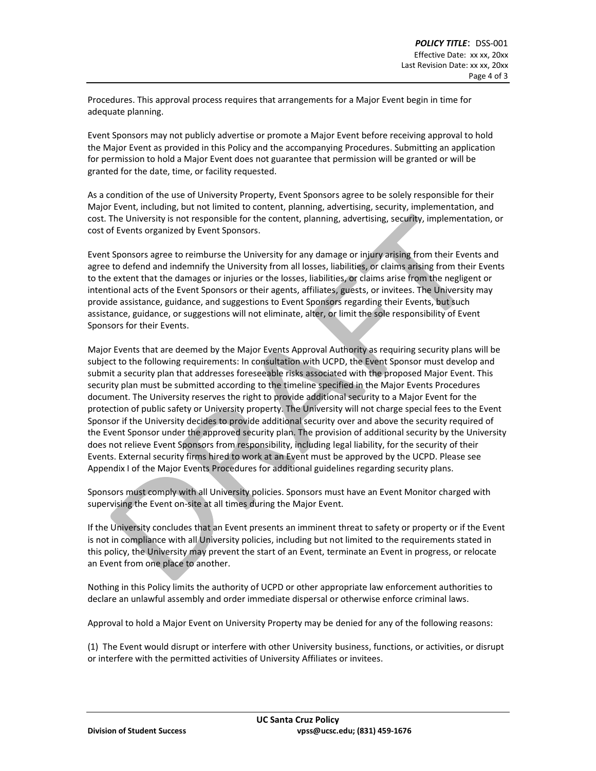Procedures. This approval process requires that arrangements for a Major Event begin in time for adequate planning.

Event Sponsors may not publicly advertise or promote a Major Event before receiving approval to hold the Major Event as provided in this Policy and the accompanying Procedures. Submitting an application for permission to hold a Major Event does not guarantee that permission will be granted or will be granted for the date, time, or facility requested.

As a condition of the use of University Property, Event Sponsors agree to be solely responsible for their Major Event, including, but not limited to, content, planning, advertising, security, implementation, and cost. The University is not responsible for the content, planning, advertising, security, implementation, or cost of Events organized by Event Sponsors.

Event Sponsors agree to reimburse the University for any damage or injury arising from their Events and agree to defend and indemnify the University from all losses, liabilities, or claims arising from their Events to the extent that the damages or injuries or the losses, liabilities, or claims arise from the negligent or intentional acts of the Event Sponsors or their agents, affiliates, guests, or invitees. The University may provide assistance, guidance, and suggestions to Event Sponsors regarding their Events, but such assistance, guidance, or suggestions will not eliminate, alter, or limit the sole responsibility of Event Sponsors for their Events.

Major Events that are deemed by the Major Events Approval Authority as requiring security plans will be subject to the following requirements: In consultation with UCPD, the Event Sponsor must develop and submit a security plan that addresses foreseeable risks associated with the proposed Major Event. This security plan must be submitted according to the timeline specified in the Major Events Procedures document. The University reserves the right to provide additional security to a Major Event for the protection of public safety or University property. The University will not charge special fees to the Event Sponsor if the University decides to provide additional security over and above the security required of the Event Sponsor under the approved security plan. The provision of additional security by the University does not relieve Event Sponsors from responsibility, including legal liability, for the security of their Events. External security firms hired to work at an Event must be approved by the UCPD. Please see Appendix I of the Major Events Procedures for additional guidelines regarding security plans.

Sponsors must comply with all University policies. Sponsors must have an Event Monitor charged with supervising the Event on-site at all times during the Major Event.

If the University concludes that an Event presents an imminent threat to safety or property or if the Event is not in compliance with all University policies, including but not limited to the requirements stated in this policy, the University may prevent the start of an Event, terminate an Event in progress, or relocate an Event from one place to another.

Nothing in this Policy limits the authority of UCPD or other appropriate law enforcement authorities to declare an unlawful assembly and order immediate dispersal or otherwise enforce criminal laws.

Approval to hold a Major Event on University Property may be denied for any of the following reasons:

(1) The Event would disrupt or interfere with other University business, functions, or activities, or disrupt or interfere with the permitted activities of University Affiliates or invitees.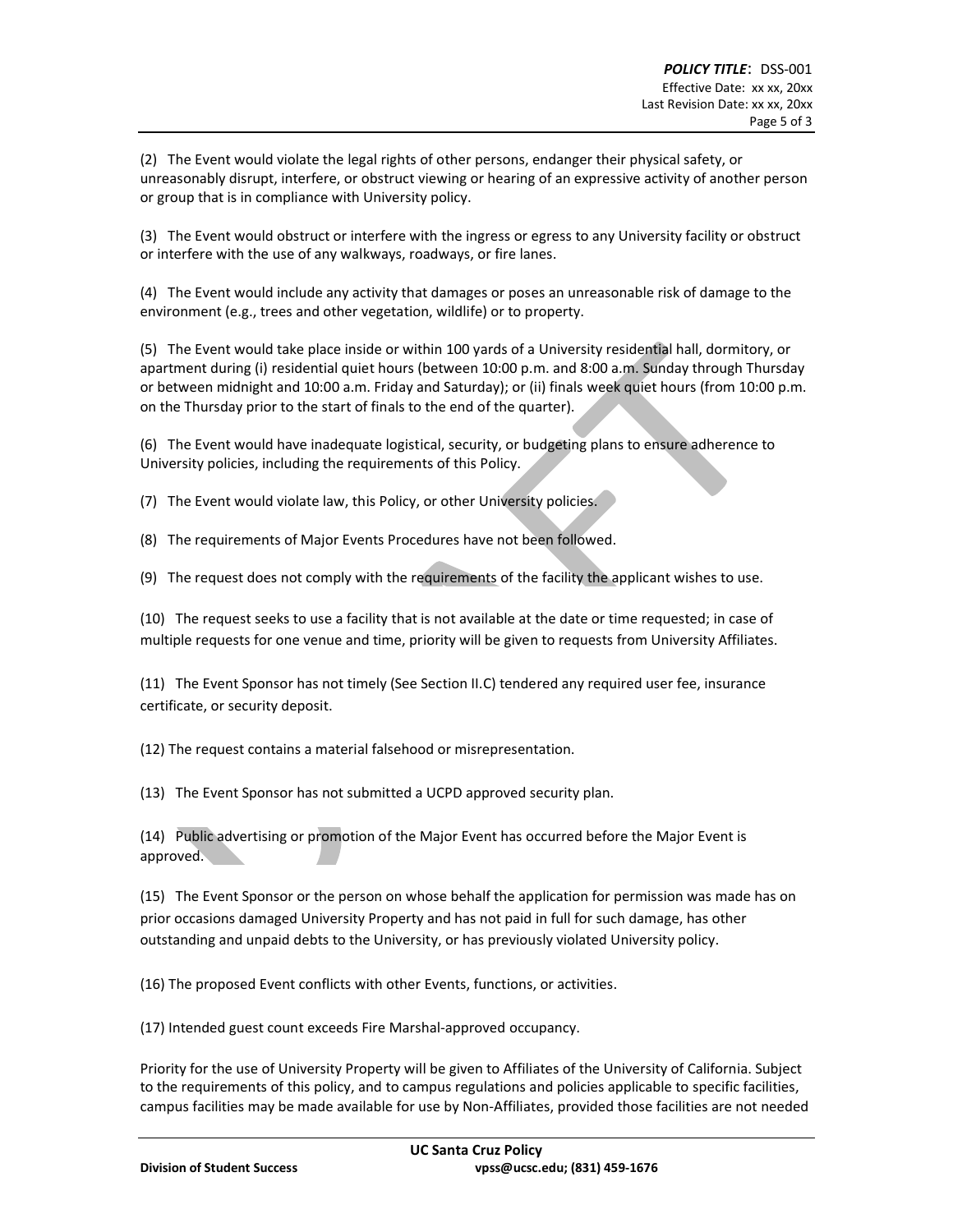(2) The Event would violate the legal rights of other persons, endanger their physical safety, or unreasonably disrupt, interfere, or obstruct viewing or hearing of an expressive activity of another person or group that is in compliance with University policy.

(3) The Event would obstruct or interfere with the ingress or egress to any University facility or obstruct or interfere with the use of any walkways, roadways, or fire lanes.

(4) The Event would include any activity that damages or poses an unreasonable risk of damage to the environment (e.g., trees and other vegetation, wildlife) or to property.

(5) The Event would take place inside or within 100 yards of a University residential hall, dormitory, or apartment during (i) residential quiet hours (between 10:00 p.m. and 8:00 a.m. Sunday through Thursday or between midnight and 10:00 a.m. Friday and Saturday); or (ii) finals week quiet hours (from 10:00 p.m. on the Thursday prior to the start of finals to the end of the quarter).

(6) The Event would have inadequate logistical, security, or budgeting plans to ensure adherence to University policies, including the requirements of this Policy.

(7) The Event would violate law, this Policy, or other University policies.

(8) The requirements of Major Events Procedures have not been followed.

(9) The request does not comply with the requirements of the facility the applicant wishes to use.

(10) The request seeks to use a facility that is not available at the date or time requested; in case of multiple requests for one venue and time, priority will be given to requests from University Affiliates.

(11) The Event Sponsor has not timely (See Section II.C) tendered any required user fee, insurance certificate, or security deposit.

(12) The request contains a material falsehood or misrepresentation.

(13) The Event Sponsor has not submitted a UCPD approved security plan.

(14) Public advertising or promotion of the Major Event has occurred before the Major Event is approved.

(15) The Event Sponsor or the person on whose behalf the application for permission was made has on prior occasions damaged University Property and has not paid in full for such damage, has other outstanding and unpaid debts to the University, or has previously violated University policy.

(16) The proposed Event conflicts with other Events, functions, or activities.

(17) Intended guest count exceeds Fire Marshal-approved occupancy.

Priority for the use of University Property will be given to Affiliates of the University of California. Subject to the requirements of this policy, and to campus regulations and policies applicable to specific facilities, campus facilities may be made available for use by Non-Affiliates, provided those facilities are not needed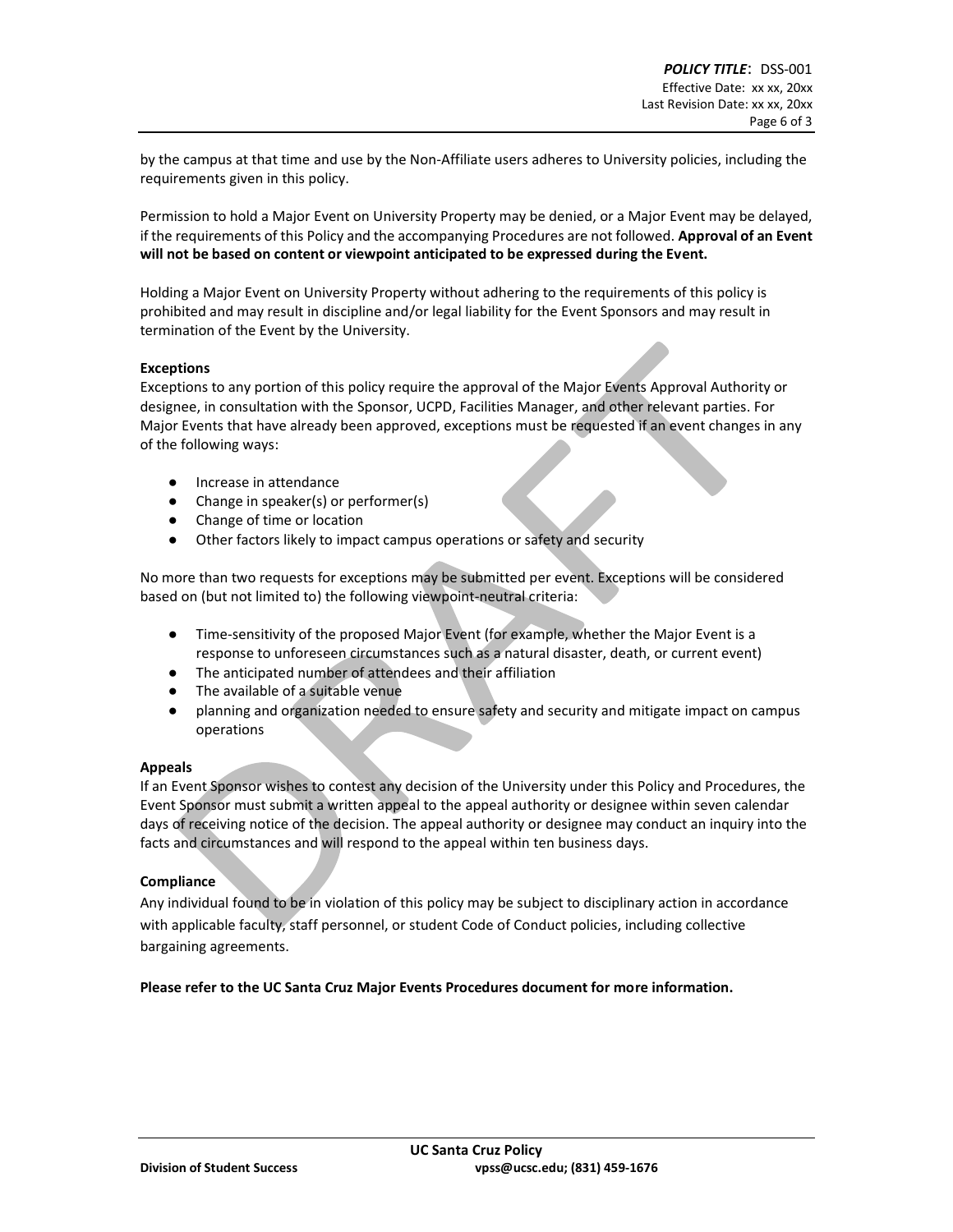by the campus at that time and use by the Non-Affiliate users adheres to University policies, including the requirements given in this policy.

Permission to hold a Major Event on University Property may be denied, or a Major Event may be delayed, if the requirements of this Policy and the accompanying Procedures are not followed. **Approval of an Event will not be based on content or viewpoint anticipated to be expressed during the Event.**

Holding a Major Event on University Property without adhering to the requirements of this policy is prohibited and may result in discipline and/or legal liability for the Event Sponsors and may result in termination of the Event by the University.

**Exceptions**

Exceptions to any portion of this policy require the approval of the Major Events Approval Authority or designee, in consultation with the Sponsor, UCPD, Facilities Manager, and other relevant parties. For Major Events that have already been approved, exceptions must be requested if an event changes in any of the following ways:

- Increase in attendance
- Change in speaker(s) or performer(s)
- Change of time or location
- Other factors likely to impact campus operations or safety and security

No more than two requests for exceptions may be submitted per event. Exceptions will be considered based on (but not limited to) the following viewpoint-neutral criteria:

- Time-sensitivity of the proposed Major Event (for example, whether the Major Event is a response to unforeseen circumstances such as a natural disaster, death, or current event)
- The anticipated number of attendees and their affiliation
- The available of a suitable venue
- planning and organization needed to ensure safety and security and mitigate impact on campus operations

**Appeals**

If an Event Sponsor wishes to contest any decision of the University under this Policy and Procedures, the Event Sponsor must submit a written appeal to the appeal authority or designee within seven calendar days of receiving notice of the decision. The appeal authority or designee may conduct an inquiry into the facts and circumstances and will respond to the appeal within ten business days.

**Compliance**

Any individual found to be in violation of this policy may be subject to disciplinary action in accordance with applicable faculty, staff personnel, or student Code of Conduct policies, including collective bargaining agreements.

**Please refer to the UC Santa Cruz Major Events Procedures document for more information.**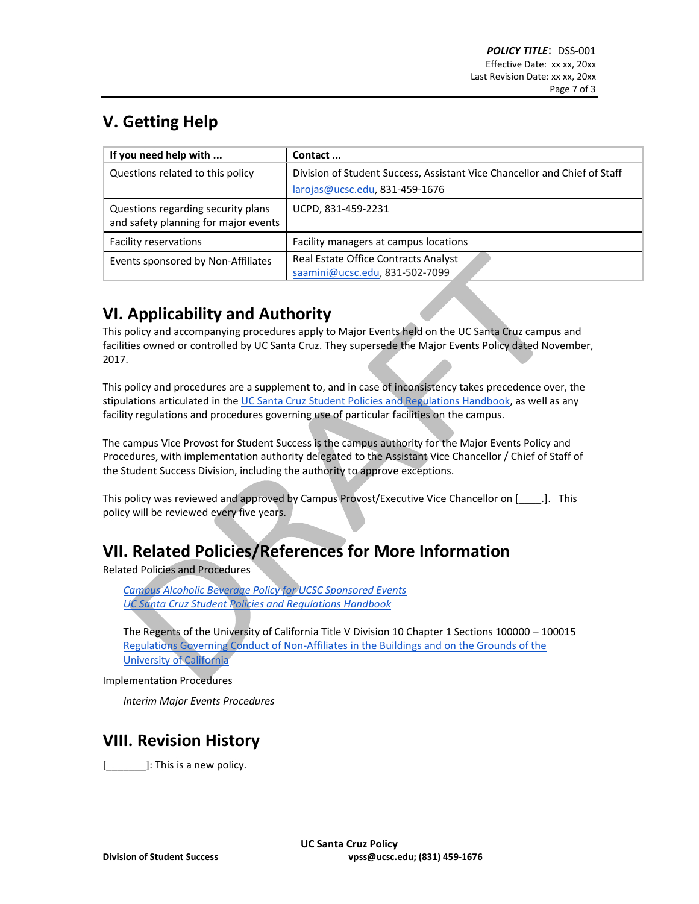## V. Getting Help

| If you need help with ... | Contact ... |
| --- | --- |
| Questions related to this policy | Division of Student Success, Assistant Vice Chancellor and Chief of Staff larojas@ucsc.edu, 831-459-1676 |
| Questions regarding security plans and safety planning for major events | UCPD, 831-459-2231 |
| Facility reservations | Facility managers at campus locations |
| Events sponsored by Non-Affiliates | Real Estate Office Contracts Analyst saamini@ucsc.edu, 831-502-7099 |

## VI. Applicability and Authority

This policy and accompanying procedures apply to Major Events held on the UC Santa Cruz campus and facilities owned or controlled by UC Santa Cruz. They supersede the Major Events Policy dated November, 2017.

This policy and procedures are a supplement to, and in case of inconsistency takes precedence over, the stipulations articulated in the UC Santa Cruz Student Policies and Regulations Handbook, as well as any facility regulations and procedures governing use of particular facilities on the campus.

The campus Vice Provost for Student Success is the campus authority for the Major Events Policy and Procedures, with implementation authority delegated to the Assistant Vice Chancellor / Chief of Staff of the Student Success Division, including the authority to approve exceptions.

This policy was reviewed and approved by Campus Provost/Executive Vice Chancellor on [____.]. This policy will be reviewed every five years.

## VII. Related Policies/References for More Information

Related Policies and Procedures

*Campus Alcoholic Beverage Policy for UCSC Sponsored Events*
*UC Santa Cruz Student Policies and Regulations Handbook*

The Regents of the University of California Title V Division 10 Chapter 1 Sections 100000 – 100015 Regulations Governing Conduct of Non-Affiliates in the Buildings and on the Grounds of the University of California

Implementation Procedures

*Interim Major Events Procedures*

## VIII. Revision History

[_______]: This is a new policy.